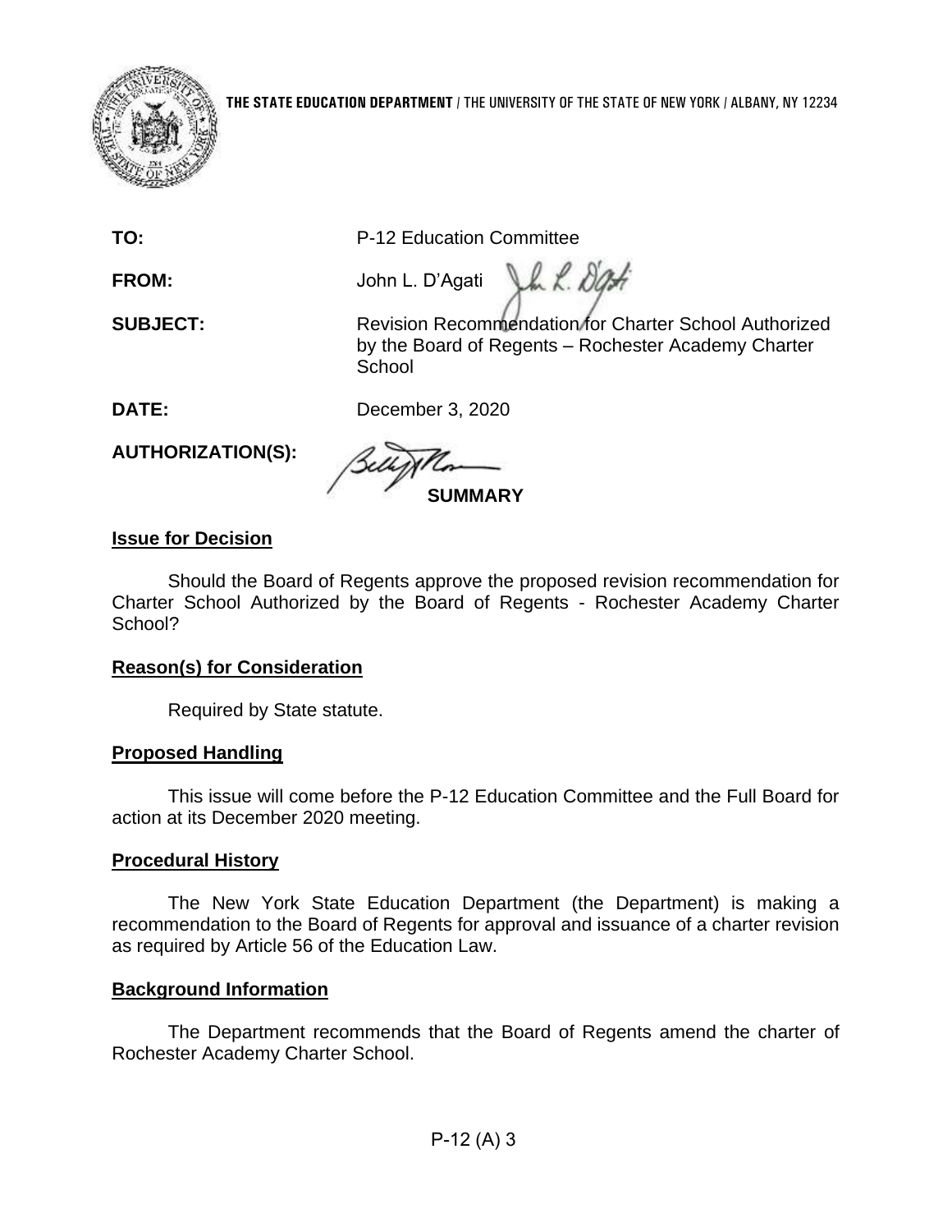**THE STATE EDUCATION DEPARTMENT** / THE UNIVERSITY OF THE STATE OF NEW YORK / ALBANY, NY 12234

**TO:** P-12 Education Committee

**FROM:** John L. D'Agati

**SUBJECT:** Revision Recommendation for Charter School Authorized by the Board of Regents – Rochester Academy Charter School

**DATE:** December 3, 2020

**AUTHORIZATION(S):**

**SUMMARY**

**Issue for Decision**

Should the Board of Regents approve the proposed revision recommendation for Charter School Authorized by the Board of Regents - Rochester Academy Charter School?

**Reason(s) for Consideration**

Required by State statute.

**Proposed Handling**

This issue will come before the P-12 Education Committee and the Full Board for action at its December 2020 meeting.

**Procedural History**

The New York State Education Department (the Department) is making a recommendation to the Board of Regents for approval and issuance of a charter revision as required by Article 56 of the Education Law.

**Background Information**

The Department recommends that the Board of Regents amend the charter of Rochester Academy Charter School.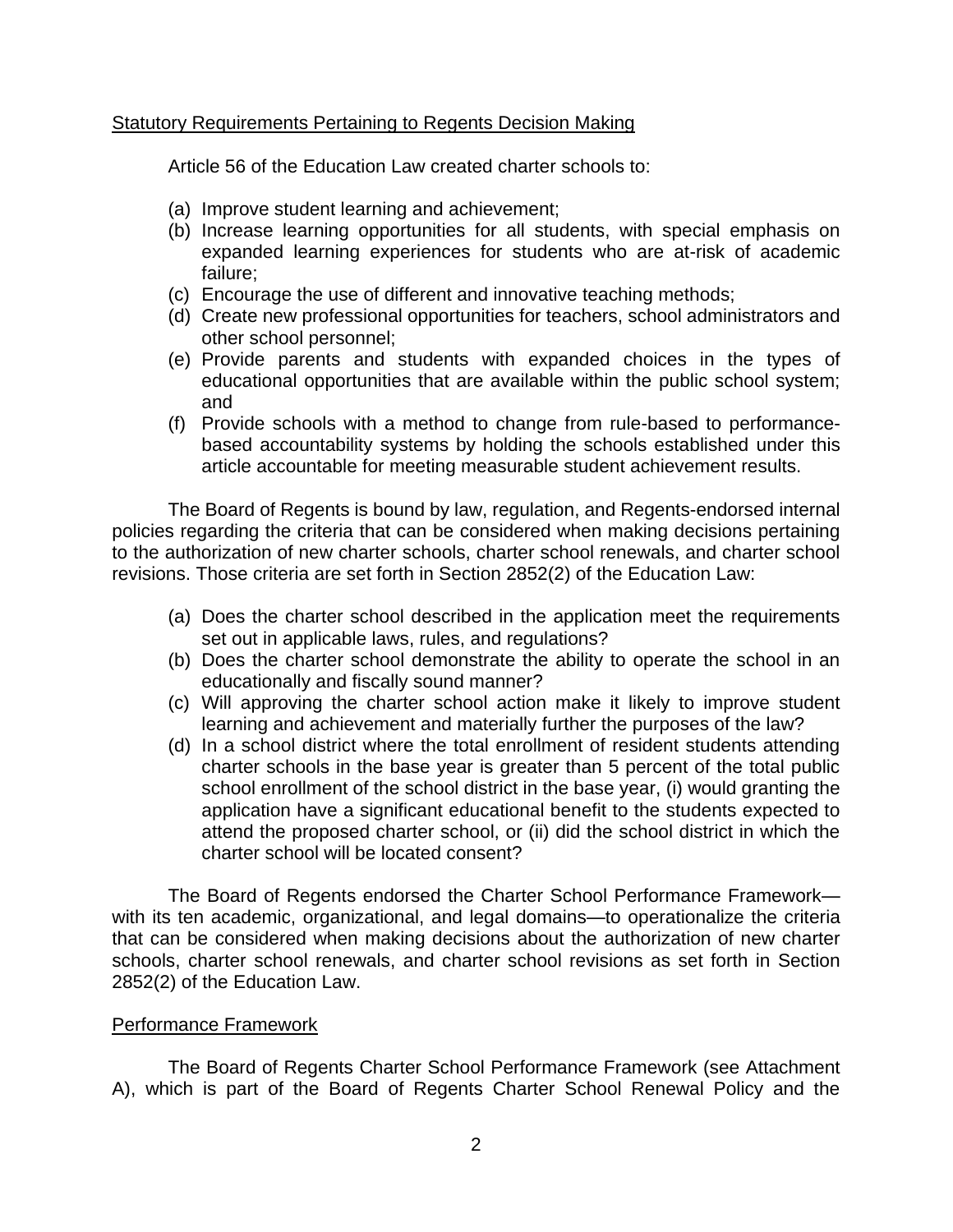Statutory Requirements Pertaining to Regents Decision Making

Article 56 of the Education Law created charter schools to:

(a) Improve student learning and achievement;
(b) Increase learning opportunities for all students, with special emphasis on expanded learning experiences for students who are at-risk of academic failure;
(c) Encourage the use of different and innovative teaching methods;
(d) Create new professional opportunities for teachers, school administrators and other school personnel;
(e) Provide parents and students with expanded choices in the types of educational opportunities that are available within the public school system; and
(f) Provide schools with a method to change from rule-based to performance-based accountability systems by holding the schools established under this article accountable for meeting measurable student achievement results.

The Board of Regents is bound by law, regulation, and Regents-endorsed internal policies regarding the criteria that can be considered when making decisions pertaining to the authorization of new charter schools, charter school renewals, and charter school revisions. Those criteria are set forth in Section 2852(2) of the Education Law:

(a) Does the charter school described in the application meet the requirements set out in applicable laws, rules, and regulations?
(b) Does the charter school demonstrate the ability to operate the school in an educationally and fiscally sound manner?
(c) Will approving the charter school action make it likely to improve student learning and achievement and materially further the purposes of the law?
(d) In a school district where the total enrollment of resident students attending charter schools in the base year is greater than 5 percent of the total public school enrollment of the school district in the base year, (i) would granting the application have a significant educational benefit to the students expected to attend the proposed charter school, or (ii) did the school district in which the charter school will be located consent?

The Board of Regents endorsed the Charter School Performance Framework—with its ten academic, organizational, and legal domains—to operationalize the criteria that can be considered when making decisions about the authorization of new charter schools, charter school renewals, and charter school revisions as set forth in Section 2852(2) of the Education Law.

Performance Framework

The Board of Regents Charter School Performance Framework (see Attachment A), which is part of the Board of Regents Charter School Renewal Policy and the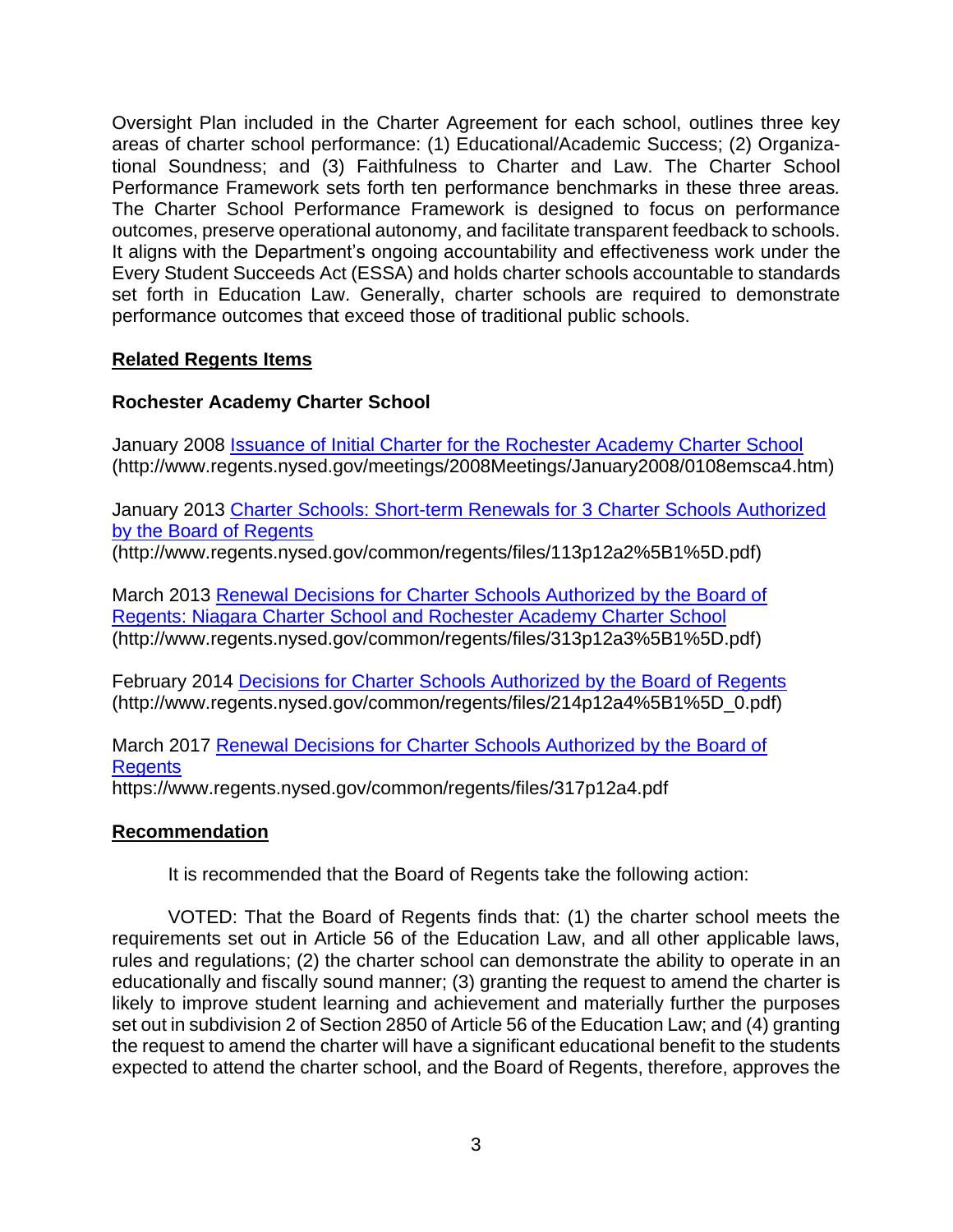Oversight Plan included in the Charter Agreement for each school, outlines three key areas of charter school performance: (1) Educational/Academic Success; (2) Organizational Soundness; and (3) Faithfulness to Charter and Law. The Charter School Performance Framework sets forth ten performance benchmarks in these three areas. The Charter School Performance Framework is designed to focus on performance outcomes, preserve operational autonomy, and facilitate transparent feedback to schools. It aligns with the Department's ongoing accountability and effectiveness work under the Every Student Succeeds Act (ESSA) and holds charter schools accountable to standards set forth in Education Law. Generally, charter schools are required to demonstrate performance outcomes that exceed those of traditional public schools.

**Related Regents Items**

**Rochester Academy Charter School**

January 2008 [Issuance of Initial Charter for the Rochester Academy Charter School](http://www.regents.nysed.gov/meetings/2008Meetings/January2008/0108emsca4.htm)
(http://www.regents.nysed.gov/meetings/2008Meetings/January2008/0108emsca4.htm)

January 2013 [Charter Schools: Short-term Renewals for 3 Charter Schools Authorized by the Board of Regents](http://www.regents.nysed.gov/common/regents/files/113p12a2%5B1%5D.pdf)
(http://www.regents.nysed.gov/common/regents/files/113p12a2%5B1%5D.pdf)

March 2013 [Renewal Decisions for Charter Schools Authorized by the Board of Regents: Niagara Charter School and Rochester Academy Charter School](http://www.regents.nysed.gov/common/regents/files/313p12a3%5B1%5D.pdf)
(http://www.regents.nysed.gov/common/regents/files/313p12a3%5B1%5D.pdf)

February 2014 [Decisions for Charter Schools Authorized by the Board of Regents](http://www.regents.nysed.gov/common/regents/files/214p12a4%5B1%5D_0.pdf)
(http://www.regents.nysed.gov/common/regents/files/214p12a4%5B1%5D_0.pdf)

March 2017 [Renewal Decisions for Charter Schools Authorized by the Board of Regents](https://www.regents.nysed.gov/common/regents/files/317p12a4.pdf)
https://www.regents.nysed.gov/common/regents/files/317p12a4.pdf

**Recommendation**

It is recommended that the Board of Regents take the following action:

VOTED: That the Board of Regents finds that: (1) the charter school meets the requirements set out in Article 56 of the Education Law, and all other applicable laws, rules and regulations; (2) the charter school can demonstrate the ability to operate in an educationally and fiscally sound manner; (3) granting the request to amend the charter is likely to improve student learning and achievement and materially further the purposes set out in subdivision 2 of Section 2850 of Article 56 of the Education Law; and (4) granting the request to amend the charter will have a significant educational benefit to the students expected to attend the charter school, and the Board of Regents, therefore, approves the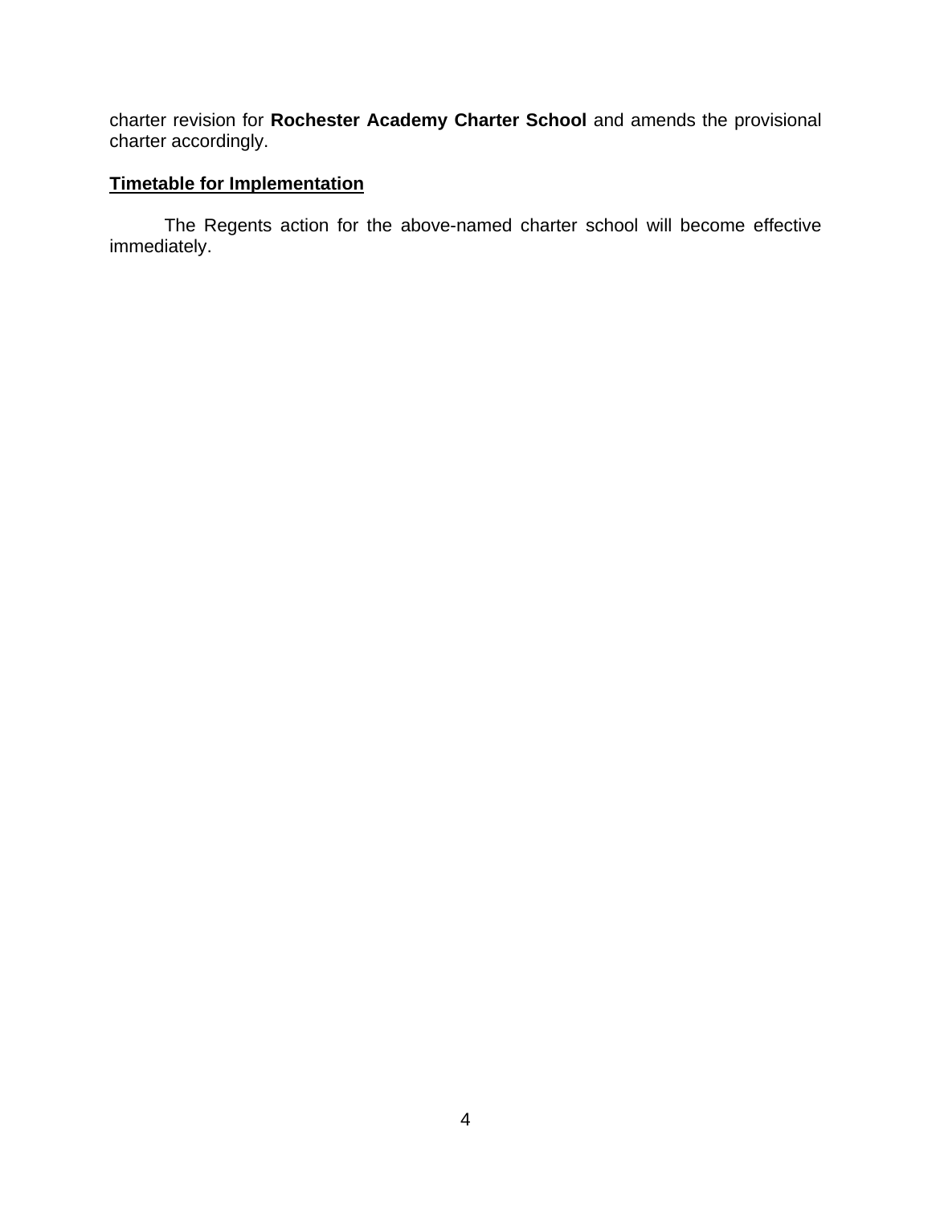charter revision for **Rochester Academy Charter School** and amends the provisional charter accordingly.

## Timetable for Implementation

The Regents action for the above-named charter school will become effective immediately.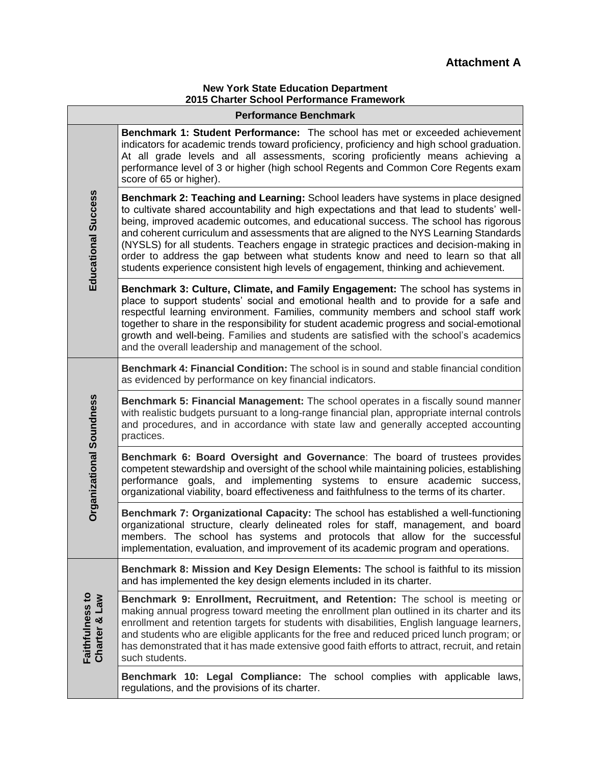**Attachment A**

**New York State Education Department**
**2015 Charter School Performance Framework**

| | Performance Benchmark |
|---|---|
| **Educational Success** | **Benchmark 1: Student Performance:** The school has met or exceeded achievement indicators for academic trends toward proficiency, proficiency and high school graduation. At all grade levels and all assessments, scoring proficiently means achieving a performance level of 3 or higher (high school Regents and Common Core Regents exam score of 65 or higher). |
| | **Benchmark 2: Teaching and Learning:** School leaders have systems in place designed to cultivate shared accountability and high expectations and that lead to students' well-being, improved academic outcomes, and educational success. The school has rigorous and coherent curriculum and assessments that are aligned to the NYS Learning Standards (NYSLS) for all students. Teachers engage in strategic practices and decision-making in order to address the gap between what students know and need to learn so that all students experience consistent high levels of engagement, thinking and achievement. |
| | **Benchmark 3: Culture, Climate, and Family Engagement:** The school has systems in place to support students' social and emotional health and to provide for a safe and respectful learning environment. Families, community members and school staff work together to share in the responsibility for student academic progress and social-emotional growth and well-being. Families and students are satisfied with the school's academics and the overall leadership and management of the school. |
| **Organizational Soundness** | **Benchmark 4: Financial Condition:** The school is in sound and stable financial condition as evidenced by performance on key financial indicators. |
| | **Benchmark 5: Financial Management:** The school operates in a fiscally sound manner with realistic budgets pursuant to a long-range financial plan, appropriate internal controls and procedures, and in accordance with state law and generally accepted accounting practices. |
| | **Benchmark 6: Board Oversight and Governance**: The board of trustees provides competent stewardship and oversight of the school while maintaining policies, establishing performance goals, and implementing systems to ensure academic success, organizational viability, board effectiveness and faithfulness to the terms of its charter. |
| | **Benchmark 7: Organizational Capacity:** The school has established a well-functioning organizational structure, clearly delineated roles for staff, management, and board members. The school has systems and protocols that allow for the successful implementation, evaluation, and improvement of its academic program and operations. |
| **Faithfulness to Charter & Law** | **Benchmark 8: Mission and Key Design Elements:** The school is faithful to its mission and has implemented the key design elements included in its charter. |
| | **Benchmark 9: Enrollment, Recruitment, and Retention:** The school is meeting or making annual progress toward meeting the enrollment plan outlined in its charter and its enrollment and retention targets for students with disabilities, English language learners, and students who are eligible applicants for the free and reduced priced lunch program; or has demonstrated that it has made extensive good faith efforts to attract, recruit, and retain such students. |
| | **Benchmark 10: Legal Compliance:** The school complies with applicable laws, regulations, and the provisions of its charter. |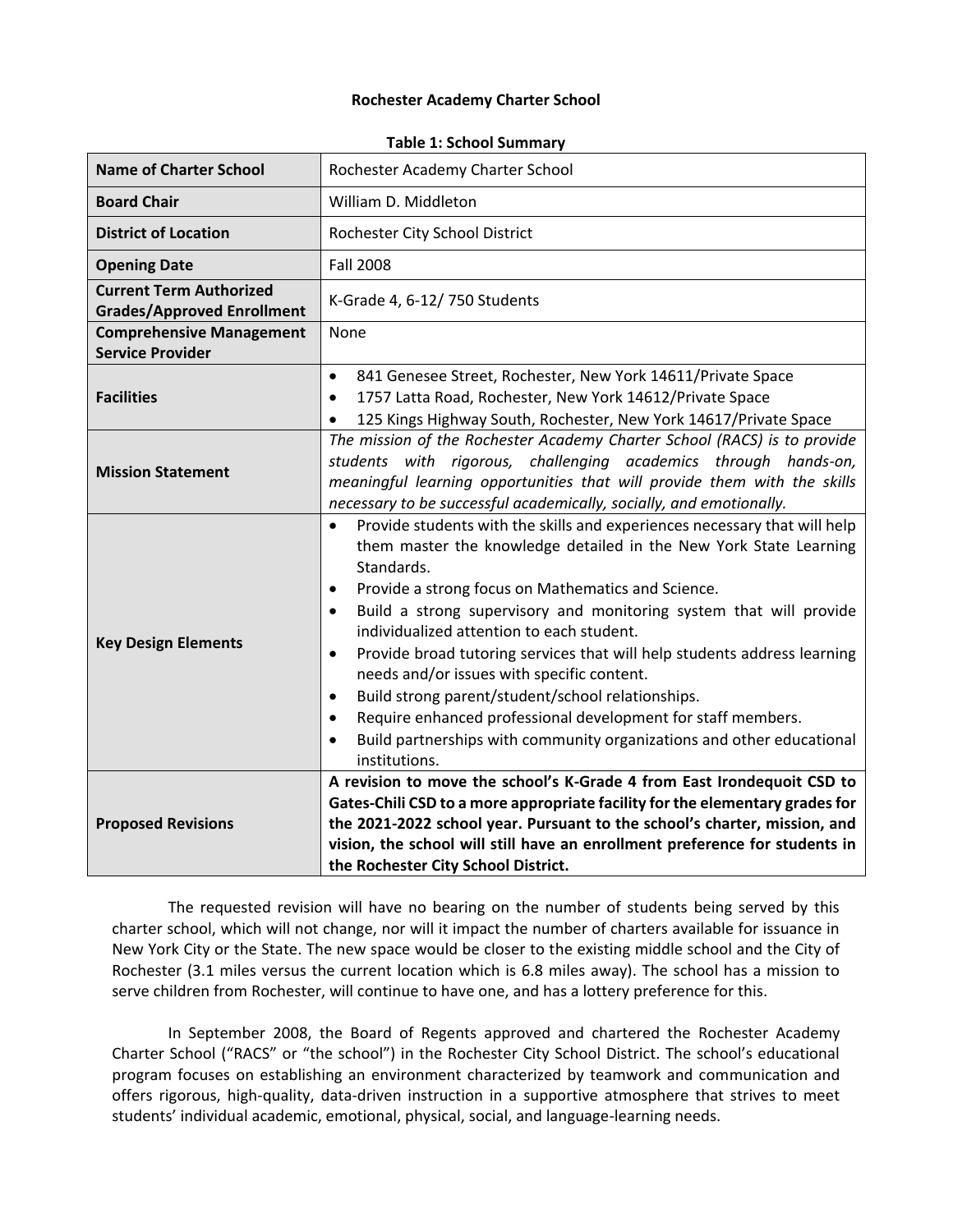**Rochester Academy Charter School**

**Table 1: School Summary**

| **Name of Charter School** | Rochester Academy Charter School |
|---|---|
| **Board Chair** | William D. Middleton |
| **District of Location** | Rochester City School District |
| **Opening Date** | Fall 2008 |
| **Current Term Authorized Grades/Approved Enrollment** | K-Grade 4, 6-12/ 750 Students |
| **Comprehensive Management Service Provider** | None |
| **Facilities** | • 841 Genesee Street, Rochester, New York 14611/Private Space<br>• 1757 Latta Road, Rochester, New York 14612/Private Space<br>• 125 Kings Highway South, Rochester, New York 14617/Private Space |
| **Mission Statement** | *The mission of the Rochester Academy Charter School (RACS) is to provide students with rigorous, challenging academics through hands-on, meaningful learning opportunities that will provide them with the skills necessary to be successful academically, socially, and emotionally.* |
| **Key Design Elements** | • Provide students with the skills and experiences necessary that will help them master the knowledge detailed in the New York State Learning Standards.<br>• Provide a strong focus on Mathematics and Science.<br>• Build a strong supervisory and monitoring system that will provide individualized attention to each student.<br>• Provide broad tutoring services that will help students address learning needs and/or issues with specific content.<br>• Build strong parent/student/school relationships.<br>• Require enhanced professional development for staff members.<br>• Build partnerships with community organizations and other educational institutions. |
| **Proposed Revisions** | **A revision to move the school's K-Grade 4 from East Irondequoit CSD to Gates-Chili CSD to a more appropriate facility for the elementary grades for the 2021-2022 school year. Pursuant to the school's charter, mission, and vision, the school will still have an enrollment preference for students in the Rochester City School District.** |

The requested revision will have no bearing on the number of students being served by this charter school, which will not change, nor will it impact the number of charters available for issuance in New York City or the State. The new space would be closer to the existing middle school and the City of Rochester (3.1 miles versus the current location which is 6.8 miles away). The school has a mission to serve children from Rochester, will continue to have one, and has a lottery preference for this.

In September 2008, the Board of Regents approved and chartered the Rochester Academy Charter School ("RACS" or "the school") in the Rochester City School District. The school's educational program focuses on establishing an environment characterized by teamwork and communication and offers rigorous, high-quality, data-driven instruction in a supportive atmosphere that strives to meet students' individual academic, emotional, physical, social, and language-learning needs.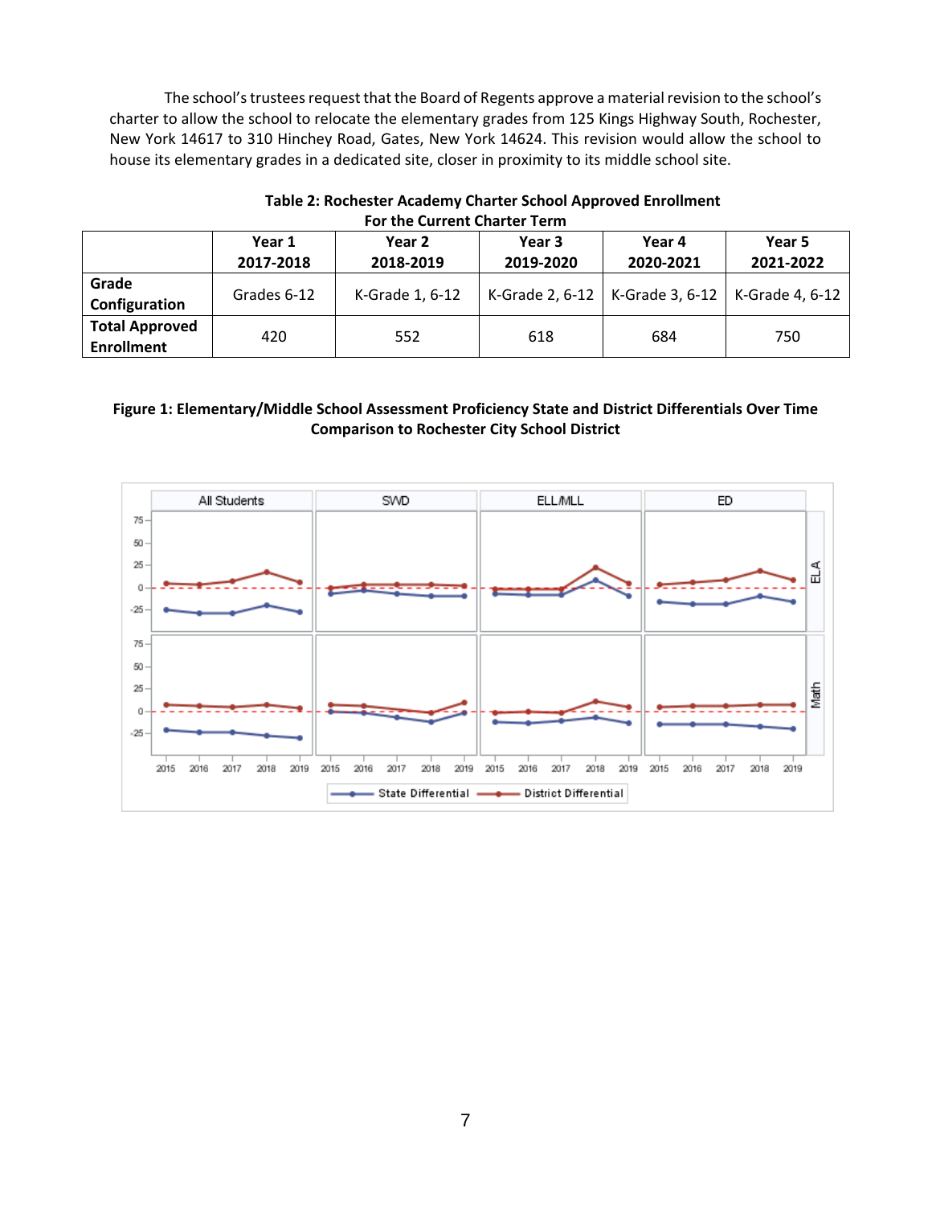The school's trustees request that the Board of Regents approve a material revision to the school's charter to allow the school to relocate the elementary grades from 125 Kings Highway South, Rochester, New York 14617 to 310 Hinchey Road, Gates, New York 14624. This revision would allow the school to house its elementary grades in a dedicated site, closer in proximity to its middle school site.

**Table 2: Rochester Academy Charter School Approved Enrollment For the Current Charter Term**

| | Year 1 2017-2018 | Year 2 2018-2019 | Year 3 2019-2020 | Year 4 2020-2021 | Year 5 2021-2022 |
|---|---|---|---|---|---|
| **Grade Configuration** | Grades 6-12 | K-Grade 1, 6-12 | K-Grade 2, 6-12 | K-Grade 3, 6-12 | K-Grade 4, 6-12 |
| **Total Approved Enrollment** | 420 | 552 | 618 | 684 | 750 |

**Figure 1: Elementary/Middle School Assessment Proficiency State and District Differentials Over Time Comparison to Rochester City School District**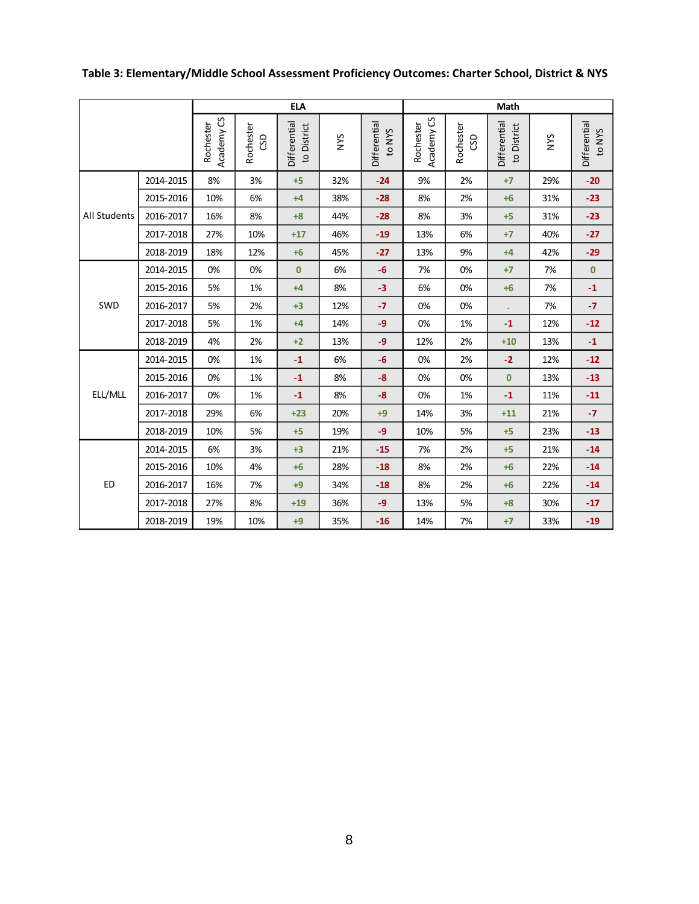**Table 3: Elementary/Middle School Assessment Proficiency Outcomes: Charter School, District & NYS**

| | | ELA | | | | | Math | | | | |
|---|---|---|---|---|---|---|---|---|---|---|---|
| | | Rochester Academy CS | Rochester CSD | Differential to District | NYS | Differential to NYS | Rochester Academy CS | Rochester CSD | Differential to District | NYS | Differential to NYS |
| All Students | 2014-2015 | 8% | 3% | +5 | 32% | -24 | 9% | 2% | +7 | 29% | -20 |
| | 2015-2016 | 10% | 6% | +4 | 38% | -28 | 8% | 2% | +6 | 31% | -23 |
| | 2016-2017 | 16% | 8% | +8 | 44% | -28 | 8% | 3% | +5 | 31% | -23 |
| | 2017-2018 | 27% | 10% | +17 | 46% | -19 | 13% | 6% | +7 | 40% | -27 |
| | 2018-2019 | 18% | 12% | +6 | 45% | -27 | 13% | 9% | +4 | 42% | -29 |
| SWD | 2014-2015 | 0% | 0% | 0 | 6% | -6 | 7% | 0% | +7 | 7% | 0 |
| | 2015-2016 | 5% | 1% | +4 | 8% | -3 | 6% | 0% | +6 | 7% | -1 |
| | 2016-2017 | 5% | 2% | +3 | 12% | -7 | 0% | 0% | . | 7% | -7 |
| | 2017-2018 | 5% | 1% | +4 | 14% | -9 | 0% | 1% | -1 | 12% | -12 |
| | 2018-2019 | 4% | 2% | +2 | 13% | -9 | 12% | 2% | +10 | 13% | -1 |
| ELL/MLL | 2014-2015 | 0% | 1% | -1 | 6% | -6 | 0% | 2% | -2 | 12% | -12 |
| | 2015-2016 | 0% | 1% | -1 | 8% | -8 | 0% | 0% | 0 | 13% | -13 |
| | 2016-2017 | 0% | 1% | -1 | 8% | -8 | 0% | 1% | -1 | 11% | -11 |
| | 2017-2018 | 29% | 6% | +23 | 20% | +9 | 14% | 3% | +11 | 21% | -7 |
| | 2018-2019 | 10% | 5% | +5 | 19% | -9 | 10% | 5% | +5 | 23% | -13 |
| ED | 2014-2015 | 6% | 3% | +3 | 21% | -15 | 7% | 2% | +5 | 21% | -14 |
| | 2015-2016 | 10% | 4% | +6 | 28% | -18 | 8% | 2% | +6 | 22% | -14 |
| | 2016-2017 | 16% | 7% | +9 | 34% | -18 | 8% | 2% | +6 | 22% | -14 |
| | 2017-2018 | 27% | 8% | +19 | 36% | -9 | 13% | 5% | +8 | 30% | -17 |
| | 2018-2019 | 19% | 10% | +9 | 35% | -16 | 14% | 7% | +7 | 33% | -19 |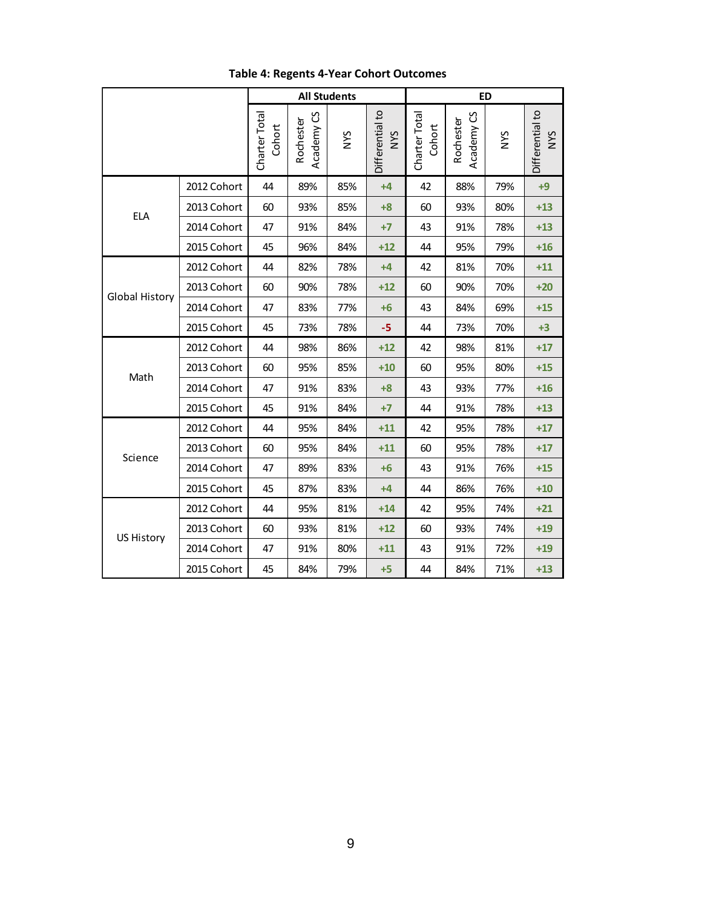**Table 4: Regents 4-Year Cohort Outcomes**

| | | All Students | | | | ED | | | |
|---|---|---|---|---|---|---|---|---|---|
| | | Charter Total Cohort | Rochester Academy CS | NYS | Differential to NYS | Charter Total Cohort | Rochester Academy CS | NYS | Differential to NYS |
| ELA | 2012 Cohort | 44 | 89% | 85% | +4 | 42 | 88% | 79% | +9 |
| | 2013 Cohort | 60 | 93% | 85% | +8 | 60 | 93% | 80% | +13 |
| | 2014 Cohort | 47 | 91% | 84% | +7 | 43 | 91% | 78% | +13 |
| | 2015 Cohort | 45 | 96% | 84% | +12 | 44 | 95% | 79% | +16 |
| Global History | 2012 Cohort | 44 | 82% | 78% | +4 | 42 | 81% | 70% | +11 |
| | 2013 Cohort | 60 | 90% | 78% | +12 | 60 | 90% | 70% | +20 |
| | 2014 Cohort | 47 | 83% | 77% | +6 | 43 | 84% | 69% | +15 |
| | 2015 Cohort | 45 | 73% | 78% | -5 | 44 | 73% | 70% | +3 |
| Math | 2012 Cohort | 44 | 98% | 86% | +12 | 42 | 98% | 81% | +17 |
| | 2013 Cohort | 60 | 95% | 85% | +10 | 60 | 95% | 80% | +15 |
| | 2014 Cohort | 47 | 91% | 83% | +8 | 43 | 93% | 77% | +16 |
| | 2015 Cohort | 45 | 91% | 84% | +7 | 44 | 91% | 78% | +13 |
| Science | 2012 Cohort | 44 | 95% | 84% | +11 | 42 | 95% | 78% | +17 |
| | 2013 Cohort | 60 | 95% | 84% | +11 | 60 | 95% | 78% | +17 |
| | 2014 Cohort | 47 | 89% | 83% | +6 | 43 | 91% | 76% | +15 |
| | 2015 Cohort | 45 | 87% | 83% | +4 | 44 | 86% | 76% | +10 |
| US History | 2012 Cohort | 44 | 95% | 81% | +14 | 42 | 95% | 74% | +21 |
| | 2013 Cohort | 60 | 93% | 81% | +12 | 60 | 93% | 74% | +19 |
| | 2014 Cohort | 47 | 91% | 80% | +11 | 43 | 91% | 72% | +19 |
| | 2015 Cohort | 45 | 84% | 79% | +5 | 44 | 84% | 71% | +13 |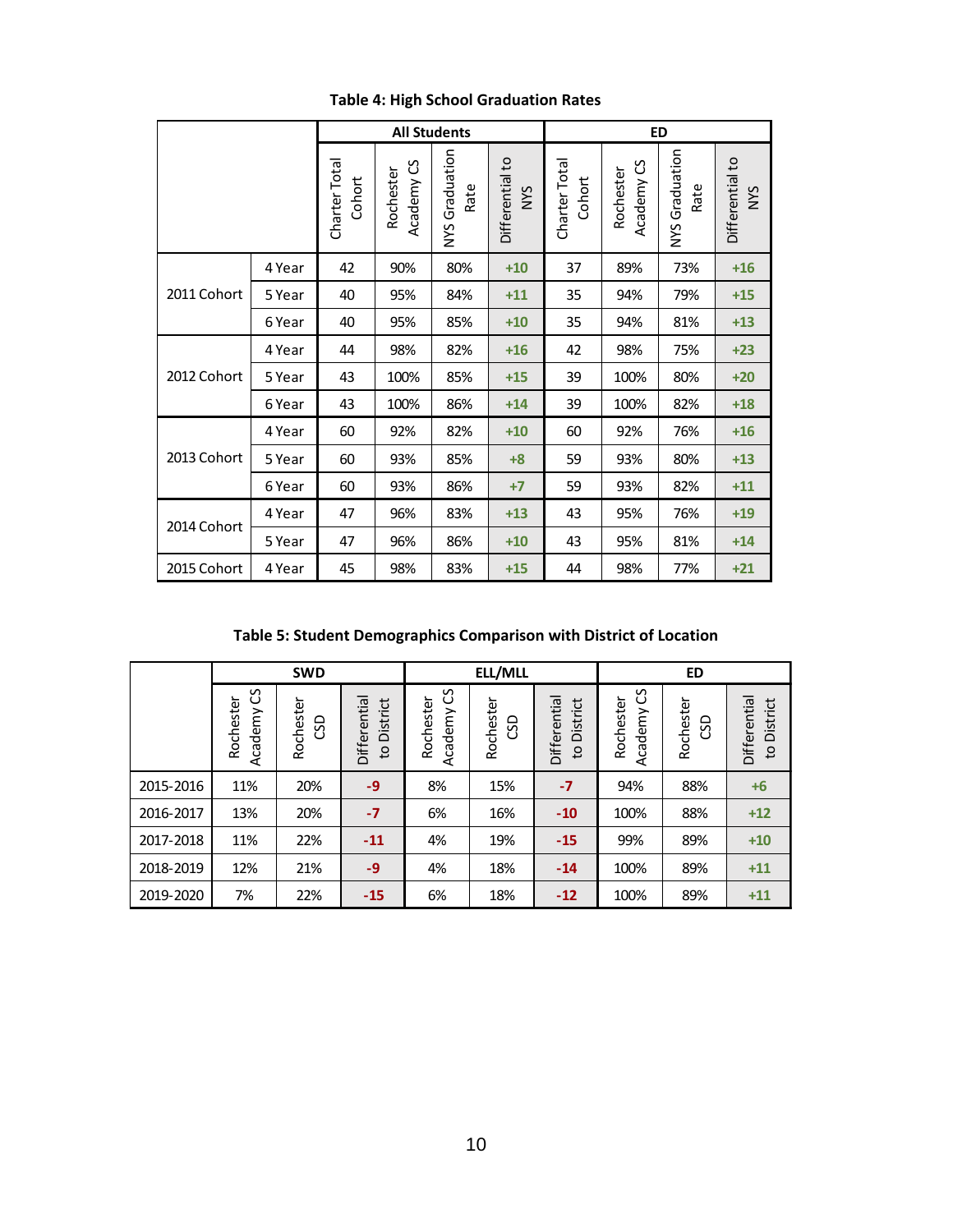**Table 4: High School Graduation Rates**

| | | All Students | | | | ED | | | |
|---|---|---|---|---|---|---|---|---|---|
| | | Charter Total Cohort | Rochester Academy CS | NYS Graduation Rate | Differential to NYS | Charter Total Cohort | Rochester Academy CS | NYS Graduation Rate | Differential to NYS |
| 2011 Cohort | 4 Year | 42 | 90% | 80% | +10 | 37 | 89% | 73% | +16 |
| | 5 Year | 40 | 95% | 84% | +11 | 35 | 94% | 79% | +15 |
| | 6 Year | 40 | 95% | 85% | +10 | 35 | 94% | 81% | +13 |
| 2012 Cohort | 4 Year | 44 | 98% | 82% | +16 | 42 | 98% | 75% | +23 |
| | 5 Year | 43 | 100% | 85% | +15 | 39 | 100% | 80% | +20 |
| | 6 Year | 43 | 100% | 86% | +14 | 39 | 100% | 82% | +18 |
| 2013 Cohort | 4 Year | 60 | 92% | 82% | +10 | 60 | 92% | 76% | +16 |
| | 5 Year | 60 | 93% | 85% | +8 | 59 | 93% | 80% | +13 |
| | 6 Year | 60 | 93% | 86% | +7 | 59 | 93% | 82% | +11 |
| 2014 Cohort | 4 Year | 47 | 96% | 83% | +13 | 43 | 95% | 76% | +19 |
| | 5 Year | 47 | 96% | 86% | +10 | 43 | 95% | 81% | +14 |
| 2015 Cohort | 4 Year | 45 | 98% | 83% | +15 | 44 | 98% | 77% | +21 |

**Table 5: Student Demographics Comparison with District of Location**

| | SWD | | | ELL/MLL | | | ED | | |
|---|---|---|---|---|---|---|---|---|---|
| | Rochester Academy CS | Rochester CSD | Differential to District | Rochester Academy CS | Rochester CSD | Differential to District | Rochester Academy CS | Rochester CSD | Differential to District |
| 2015-2016 | 11% | 20% | -9 | 8% | 15% | -7 | 94% | 88% | +6 |
| 2016-2017 | 13% | 20% | -7 | 6% | 16% | -10 | 100% | 88% | +12 |
| 2017-2018 | 11% | 22% | -11 | 4% | 19% | -15 | 99% | 89% | +10 |
| 2018-2019 | 12% | 21% | -9 | 4% | 18% | -14 | 100% | 89% | +11 |
| 2019-2020 | 7% | 22% | -15 | 6% | 18% | -12 | 100% | 89% | +11 |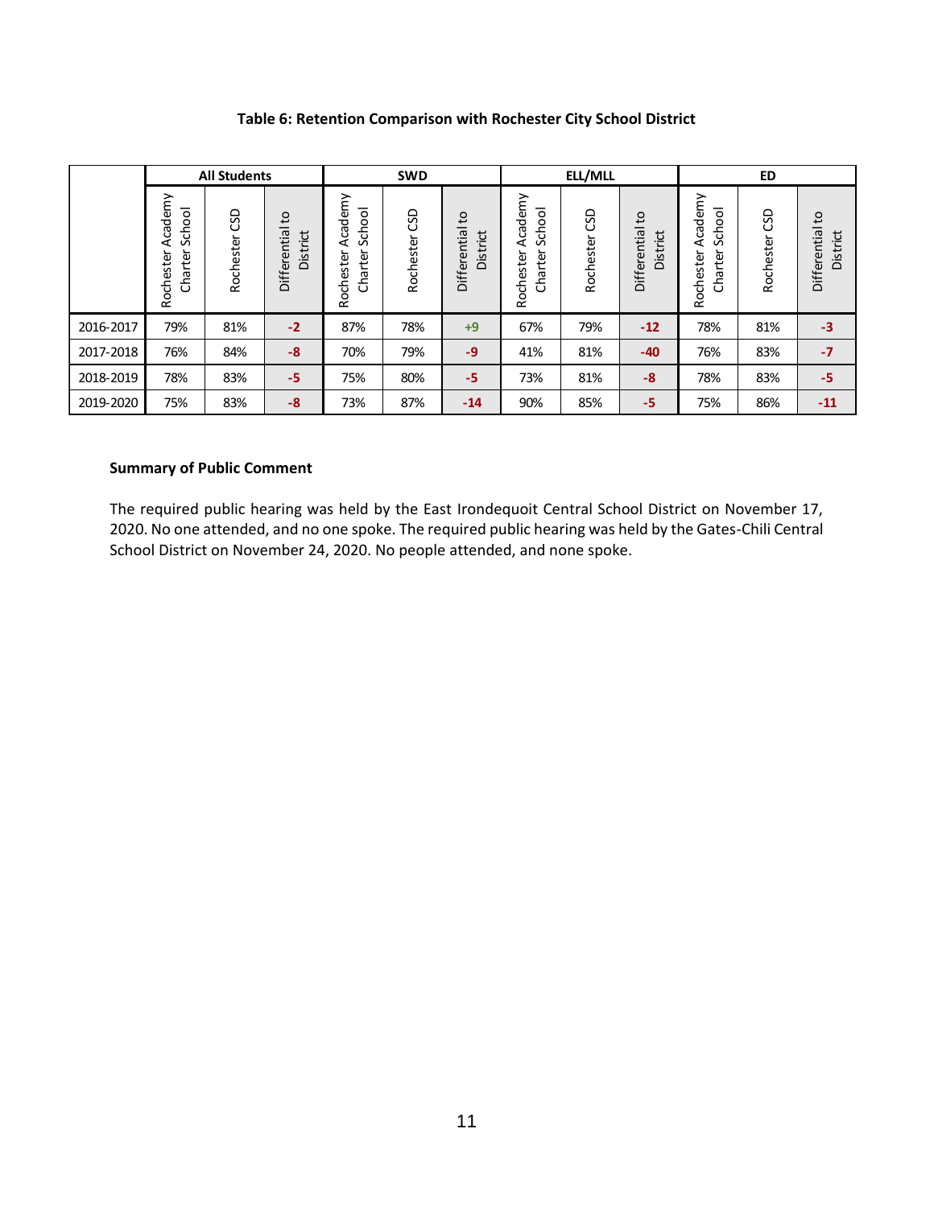**Table 6: Retention Comparison with Rochester City School District**

| | All Students | | | SWD | | | ELL/MLL | | | ED | | |
|---|---|---|---|---|---|---|---|---|---|---|---|---|
| | Rochester Academy Charter School | Rochester CSD | Differential to District | Rochester Academy Charter School | Rochester CSD | Differential to District | Rochester Academy Charter School | Rochester CSD | Differential to District | Rochester Academy Charter School | Rochester CSD | Differential to District |
| 2016-2017 | 79% | 81% | **-2** | 87% | 78% | **+9** | 67% | 79% | **-12** | 78% | 81% | **-3** |
| 2017-2018 | 76% | 84% | **-8** | 70% | 79% | **-9** | 41% | 81% | **-40** | 76% | 83% | **-7** |
| 2018-2019 | 78% | 83% | **-5** | 75% | 80% | **-5** | 73% | 81% | **-8** | 78% | 83% | **-5** |
| 2019-2020 | 75% | 83% | **-8** | 73% | 87% | **-14** | 90% | 85% | **-5** | 75% | 86% | **-11** |

**Summary of Public Comment**

The required public hearing was held by the East Irondequoit Central School District on November 17, 2020. No one attended, and no one spoke. The required public hearing was held by the Gates-Chili Central School District on November 24, 2020. No people attended, and none spoke.